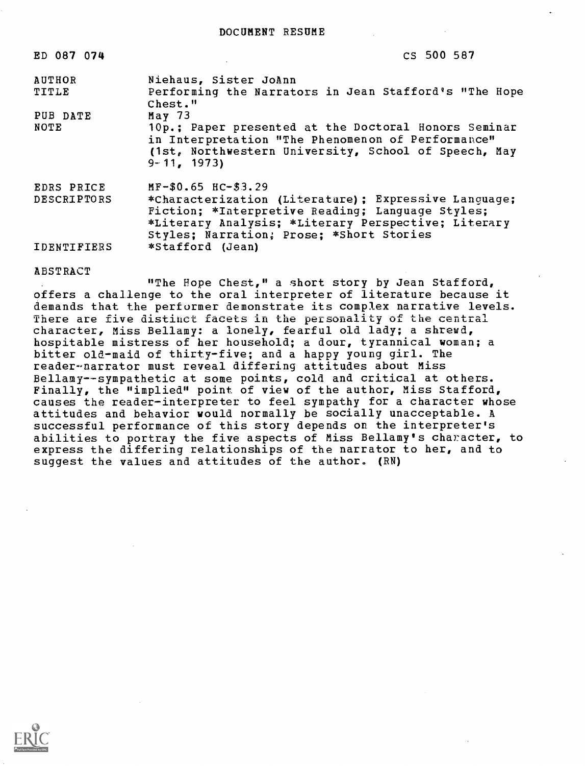# DOCUMENT RESUME

ED 087 074 CS 500 587

| | |
|---|---|
| AUTHOR | Niehaus, Sister JoAnn |
| TITLE | Performing the Narrators in Jean Stafford's "The Hope Chest." |
| PUB DATE | May 73 |
| NOTE | 10p.; Paper presented at the Doctoral Honors Seminar in Interpretation "The Phenomenon of Performance" (1st, Northwestern University, School of Speech, May 9-11, 1973) |
| EDRS PRICE | MF-$0.65 HC-$3.29 |
| DESCRIPTORS | *Characterization (Literature); Expressive Language; Fiction; *Interpretive Reading; Language Styles; *Literary Analysis; *Literary Perspective; Literary Styles; Narration; Prose; *Short Stories |
| IDENTIFIERS | *Stafford (Jean) |

## ABSTRACT

"The Hope Chest," a short story by Jean Stafford, offers a challenge to the oral interpreter of literature because it demands that the performer demonstrate its complex narrative levels. There are five distinct facets in the personality of the central character, Miss Bellamy: a lonely, fearful old lady; a shrewd, hospitable mistress of her household; a dour, tyrannical woman; a bitter old-maid of thirty-five; and a happy young girl. The reader-narrator must reveal differing attitudes about Miss Bellamy--sympathetic at some points, cold and critical at others. Finally, the "implied" point of view of the author, Miss Stafford, causes the reader-interpreter to feel sympathy for a character whose attitudes and behavior would normally be socially unacceptable. A successful performance of this story depends on the interpreter's abilities to portray the five aspects of Miss Bellamy's character, to express the differing relationships of the narrator to her, and to suggest the values and attitudes of the author. (RN)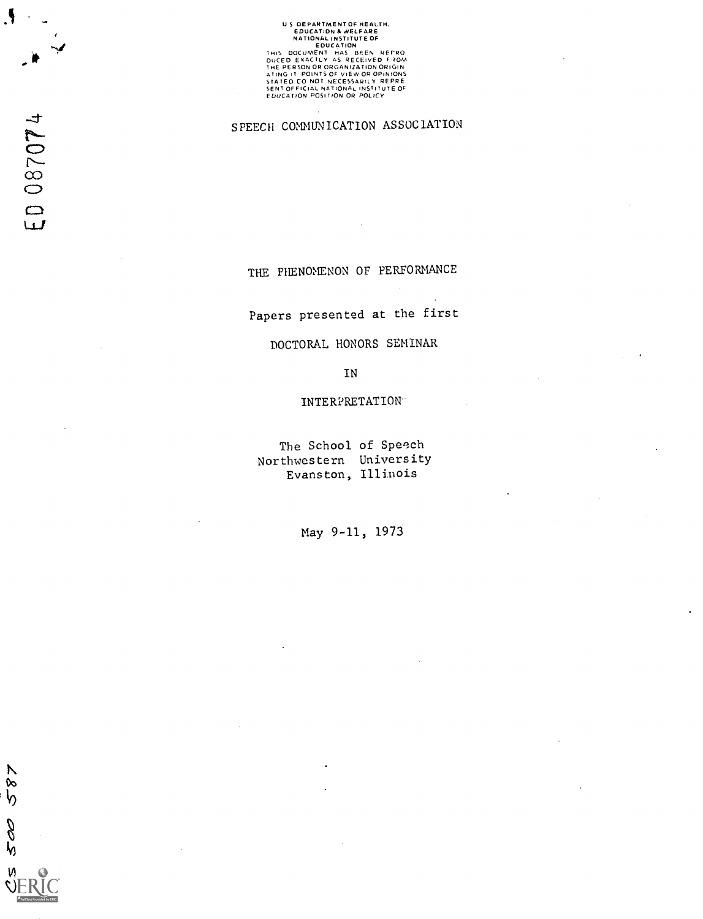U S DEPARTMENT OF HEALTH, EDUCATION & WELFARE
NATIONAL INSTITUTE OF EDUCATION
THIS DOCUMENT HAS BEEN REPRODUCED EXACTLY AS RECEIVED FROM THE PERSON OR ORGANIZATION ORIGINATING IT. POINTS OF VIEW OR OPINIONS STATED DO NOT NECESSARILY REPRESENT OFFICIAL NATIONAL INSTITUTE OF EDUCATION POSITION OR POLICY

ED 087074

SPEECH COMMUNICATION ASSOCIATION

# THE PHENOMENON OF PERFORMANCE

Papers presented at the first

DOCTORAL HONORS SEMINAR

IN

INTERPRETATION

The School of Speech
Northwestern University
Evanston, Illinois

May 9-11, 1973

CS 500 587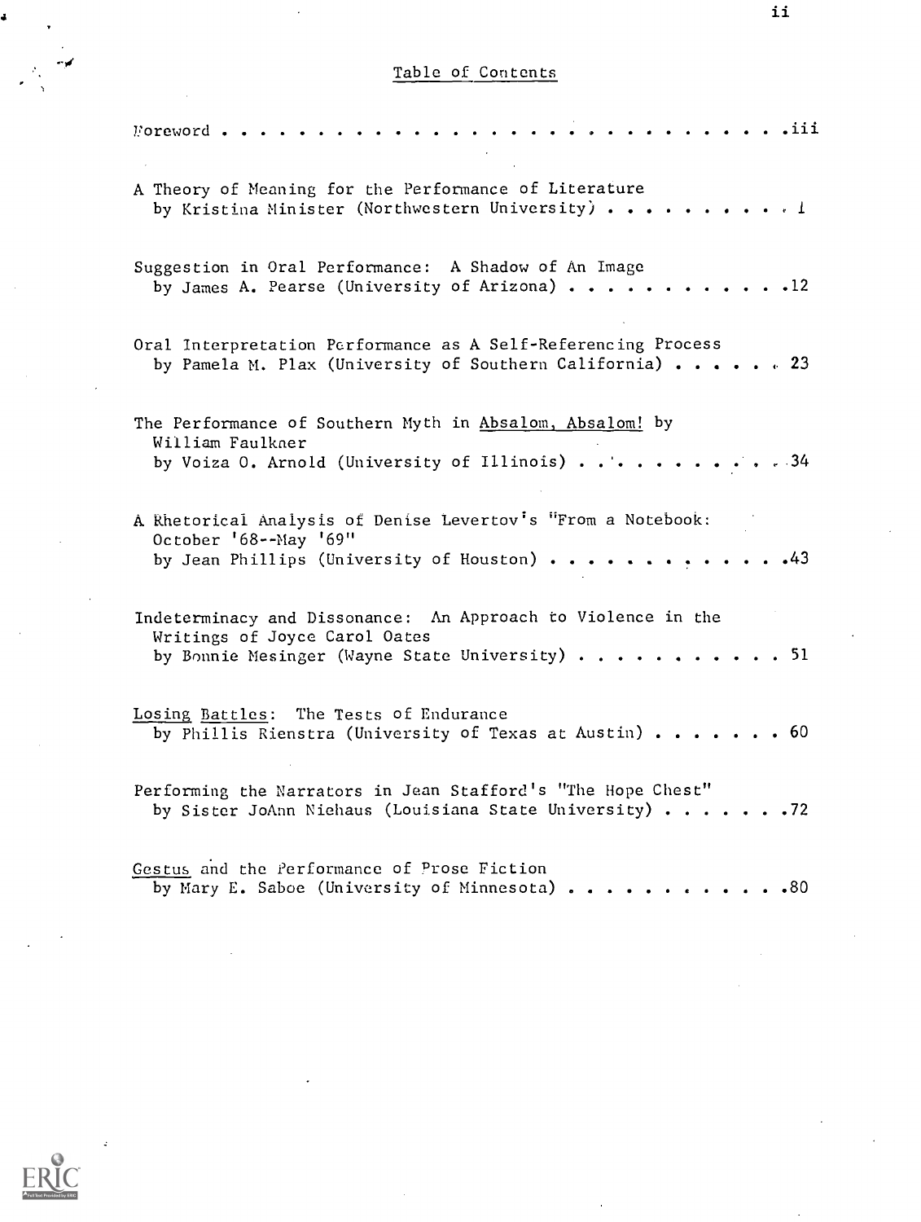# Table of Contents

Foreword . . . . . . . . . . . . . . . . . . . . . . . . . . . . . . . iii

A Theory of Meaning for the Performance of Literature
by Kristina Minister (Northwestern University) . . . . . . . . . . 1

Suggestion in Oral Performance: A Shadow of An Image
by James A. Pearse (University of Arizona) . . . . . . . . . . . . 12

Oral Interpretation Performance as A Self-Referencing Process
by Pamela M. Plax (University of Southern California) . . . . . . 23

The Performance of Southern Myth in <u>Absalom, Absalom!</u> by William Faulkner
by Voiza O. Arnold (University of Illinois) . . . . . . . . . . . 34

A Rhetorical Analysis of Denise Levertov's "From a Notebook: October '68--May '69"
by Jean Phillips (University of Houston) . . . . . . . . . . . . . 43

Indeterminacy and Dissonance: An Approach to Violence in the Writings of Joyce Carol Oates
by Bonnie Mesinger (Wayne State University) . . . . . . . . . . . 51

<u>Losing Battles</u>: The Tests of Endurance
by Phillis Rienstra (University of Texas at Austin) . . . . . . . 60

Performing the Narrators in Jean Stafford's "The Hope Chest"
by Sister JoAnn Niehaus (Louisiana State University) . . . . . . . 72

<u>Gestus</u> and the Performance of Prose Fiction
by Mary E. Saboe (University of Minnesota) . . . . . . . . . . . . 80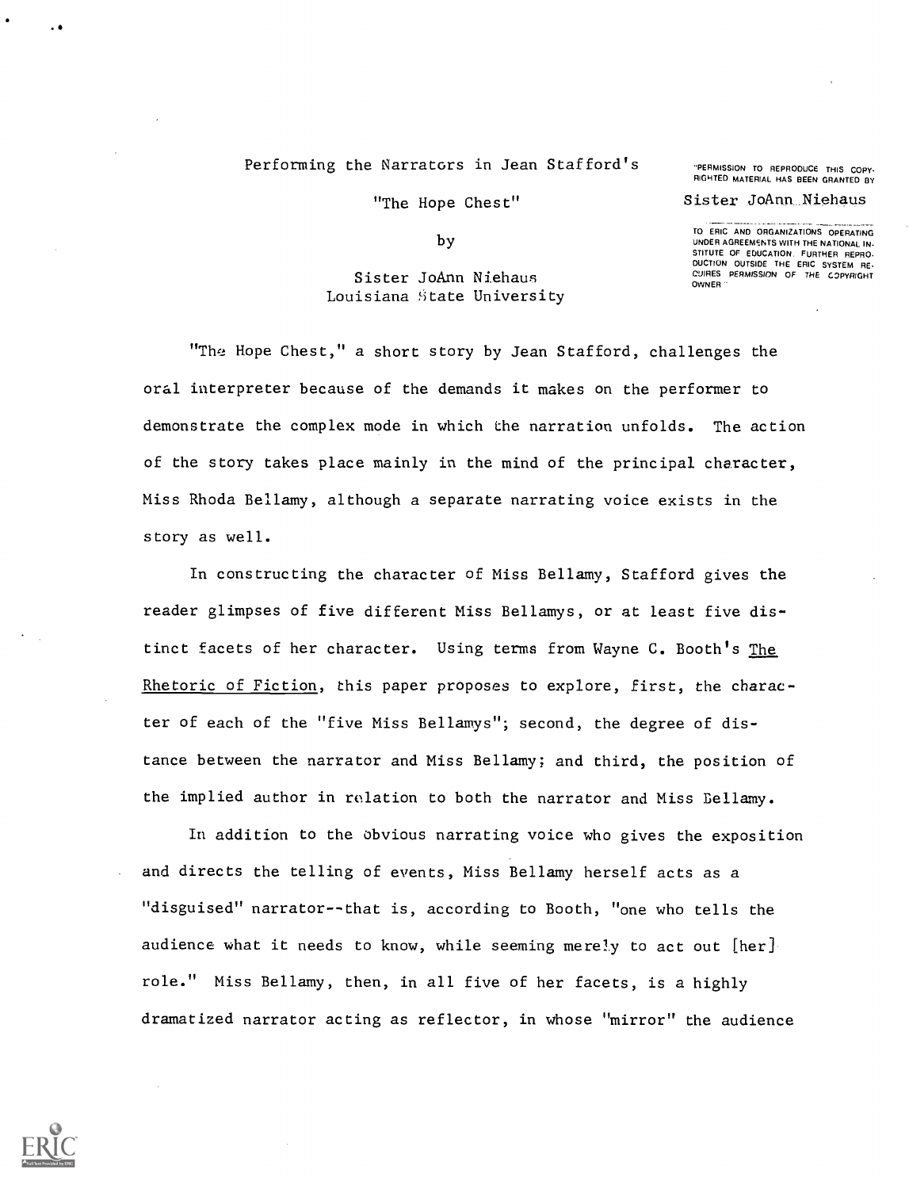Performing the Narrators in Jean Stafford's

"The Hope Chest"

by

Sister JoAnn Niehaus
Louisiana State University

"PERMISSION TO REPRODUCE THIS COPYRIGHTED MATERIAL HAS BEEN GRANTED BY Sister JoAnn Niehaus TO ERIC AND ORGANIZATIONS OPERATING UNDER AGREEMENTS WITH THE NATIONAL INSTITUTE OF EDUCATION. FURTHER REPRODUCTION OUTSIDE THE ERIC SYSTEM REQUIRES PERMISSION OF THE COPYRIGHT OWNER."

"The Hope Chest," a short story by Jean Stafford, challenges the oral interpreter because of the demands it makes on the performer to demonstrate the complex mode in which the narration unfolds. The action of the story takes place mainly in the mind of the principal character, Miss Rhoda Bellamy, although a separate narrating voice exists in the story as well.

In constructing the character of Miss Bellamy, Stafford gives the reader glimpses of five different Miss Bellamys, or at least five distinct facets of her character. Using terms from Wayne C. Booth's The Rhetoric of Fiction, this paper proposes to explore, first, the character of each of the "five Miss Bellamys"; second, the degree of distance between the narrator and Miss Bellamy; and third, the position of the implied author in relation to both the narrator and Miss Bellamy.

In addition to the obvious narrating voice who gives the exposition and directs the telling of events, Miss Bellamy herself acts as a "disguised" narrator--that is, according to Booth, "one who tells the audience what it needs to know, while seeming merely to act out [her] role." Miss Bellamy, then, in all five of her facets, is a highly dramatized narrator acting as reflector, in whose "mirror" the audience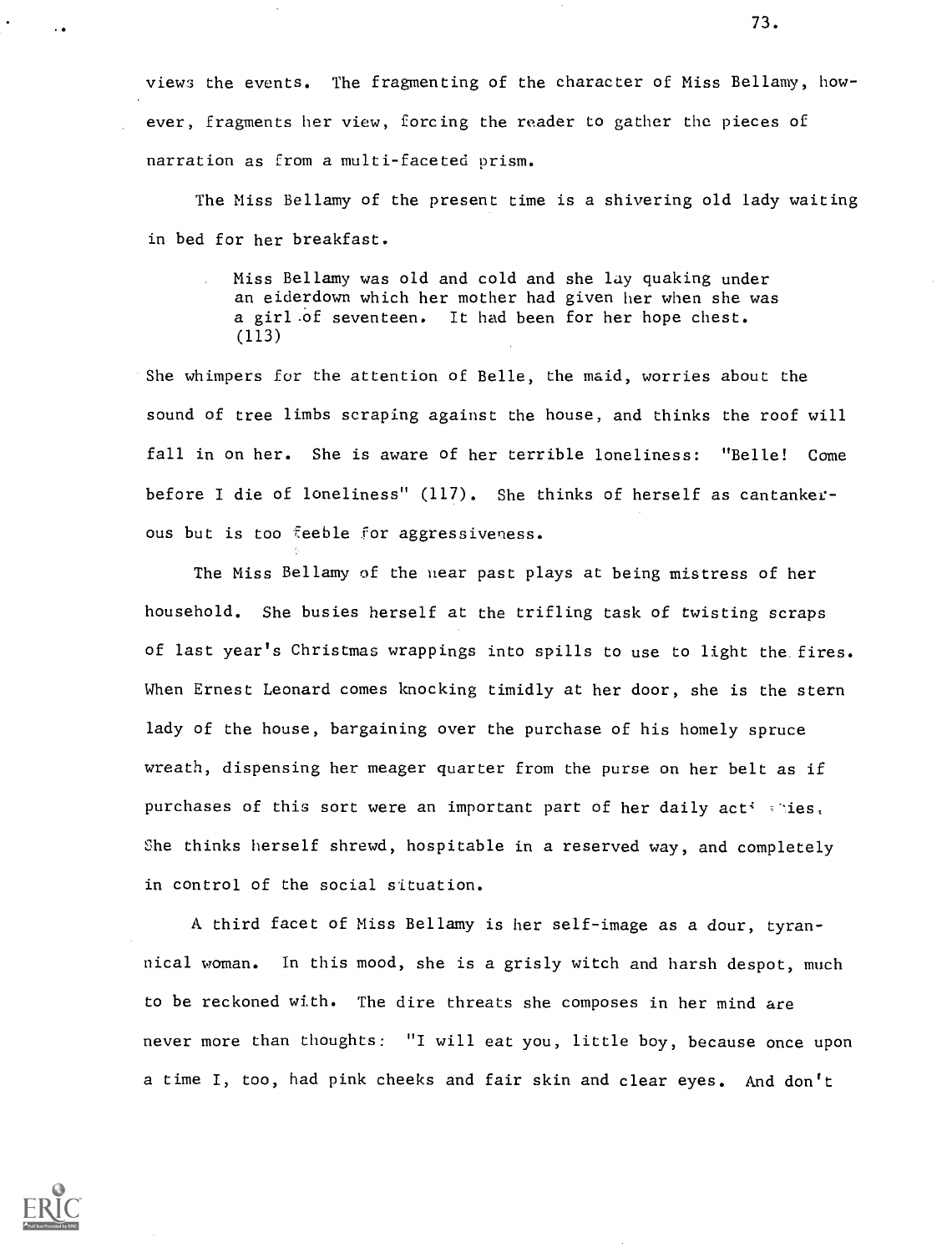views the events. The fragmenting of the character of Miss Bellamy, however, fragments her view, forcing the reader to gather the pieces of narration as from a multi-faceted prism.

The Miss Bellamy of the present time is a shivering old lady waiting in bed for her breakfast.

> Miss Bellamy was old and cold and she lay quaking under an eiderdown which her mother had given her when she was a girl of seventeen. It had been for her hope chest. (113)

She whimpers for the attention of Belle, the maid, worries about the sound of tree limbs scraping against the house, and thinks the roof will fall in on her. She is aware of her terrible loneliness: "Belle! Come before I die of loneliness" (117). She thinks of herself as cantankerous but is too feeble for aggressiveness.

The Miss Bellamy of the near past plays at being mistress of her household. She busies herself at the trifling task of twisting scraps of last year's Christmas wrappings into spills to use to light the fires. When Ernest Leonard comes knocking timidly at her door, she is the stern lady of the house, bargaining over the purchase of his homely spruce wreath, dispensing her meager quarter from the purse on her belt as if purchases of this sort were an important part of her daily activities. She thinks herself shrewd, hospitable in a reserved way, and completely in control of the social situation.

A third facet of Miss Bellamy is her self-image as a dour, tyrannical woman. In this mood, she is a grisly witch and harsh despot, much to be reckoned with. The dire threats she composes in her mind are never more than thoughts: "I will eat you, little boy, because once upon a time I, too, had pink cheeks and fair skin and clear eyes. And don't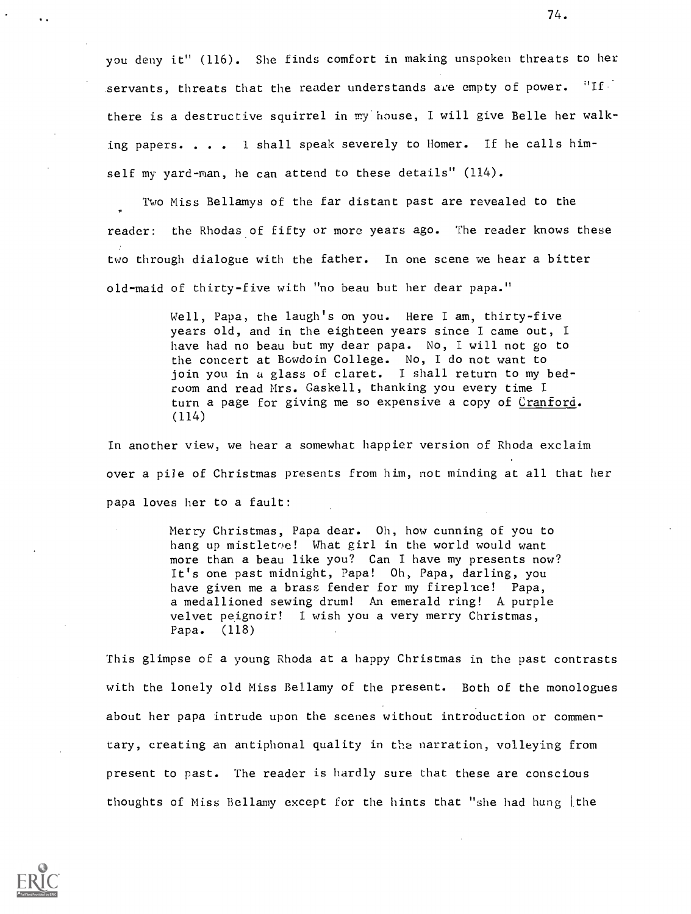you deny it" (116). She finds comfort in making unspoken threats to her servants, threats that the reader understands are empty of power. "If there is a destructive squirrel in my house, I will give Belle her walking papers. . . . I shall speak severely to Homer. If he calls himself my yard-man, he can attend to these details" (114).

Two Miss Bellamys of the far distant past are revealed to the reader: the Rhodas of fifty or more years ago. The reader knows these two through dialogue with the father. In one scene we hear a bitter old-maid of thirty-five with "no beau but her dear papa."

> Well, Papa, the laugh's on you. Here I am, thirty-five years old, and in the eighteen years since I came out, I have had no beau but my dear papa. No, I will not go to the concert at Bowdoin College. No, I do not want to join you in a glass of claret. I shall return to my bedroom and read Mrs. Gaskell, thanking you every time I turn a page for giving me so expensive a copy of Cranford. (114)

In another view, we hear a somewhat happier version of Rhoda exclaim over a pile of Christmas presents from him, not minding at all that her papa loves her to a fault:

> Merry Christmas, Papa dear. Oh, how cunning of you to hang up mistletoe! What girl in the world would want more than a beau like you? Can I have my presents now? It's one past midnight, Papa! Oh, Papa, darling, you have given me a brass fender for my fireplace! Papa, a medallioned sewing drum! An emerald ring! A purple velvet peignoir! I wish you a very merry Christmas, Papa. (118)

This glimpse of a young Rhoda at a happy Christmas in the past contrasts with the lonely old Miss Bellamy of the present. Both of the monologues about her papa intrude upon the scenes without introduction or commentary, creating an antiphonal quality in the narration, volleying from present to past. The reader is hardly sure that these are conscious thoughts of Miss Bellamy except for the hints that "she had hung [the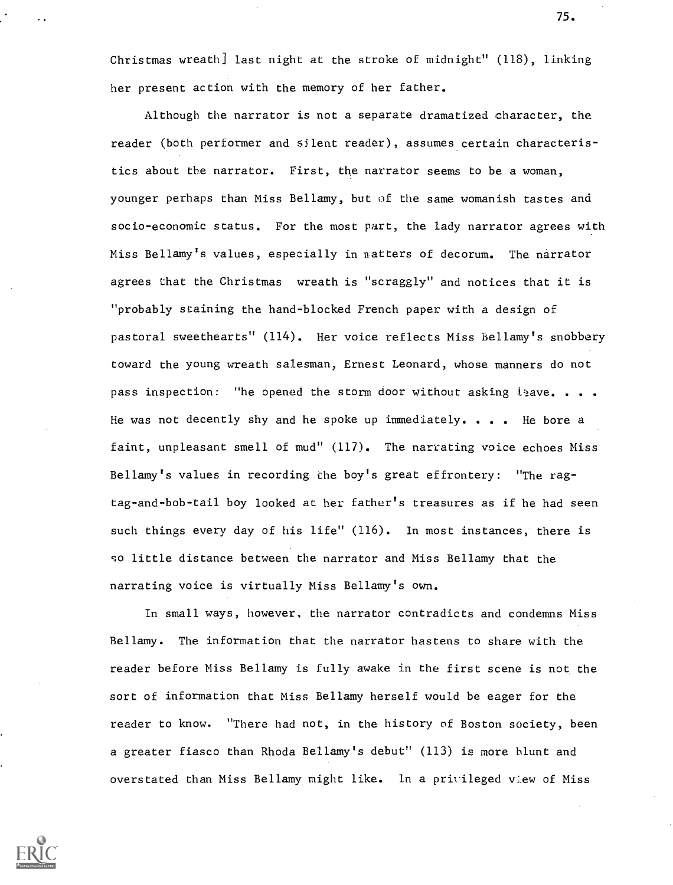Christmas wreath] last night at the stroke of midnight" (118), linking her present action with the memory of her father.

Although the narrator is not a separate dramatized character, the reader (both performer and silent reader), assumes certain characteristics about the narrator. First, the narrator seems to be a woman, younger perhaps than Miss Bellamy, but of the same womanish tastes and socio-economic status. For the most part, the lady narrator agrees with Miss Bellamy's values, especially in matters of decorum. The narrator agrees that the Christmas wreath is "scraggly" and notices that it is "probably staining the hand-blocked French paper with a design of pastoral sweethearts" (114). Her voice reflects Miss Bellamy's snobbery toward the young wreath salesman, Ernest Leonard, whose manners do not pass inspection: "he opened the storm door without asking leave. . . . He was not decently shy and he spoke up immediately. . . . He bore a faint, unpleasant smell of mud" (117). The narrating voice echoes Miss Bellamy's values in recording the boy's great effrontery: "The rag-tag-and-bob-tail boy looked at her father's treasures as if he had seen such things every day of his life" (116). In most instances, there is so little distance between the narrator and Miss Bellamy that the narrating voice is virtually Miss Bellamy's own.

In small ways, however, the narrator contradicts and condemns Miss Bellamy. The information that the narrator hastens to share with the reader before Miss Bellamy is fully awake in the first scene is not the sort of information that Miss Bellamy herself would be eager for the reader to know. "There had not, in the history of Boston society, been a greater fiasco than Rhoda Bellamy's debut" (113) is more blunt and overstated than Miss Bellamy might like. In a privileged view of Miss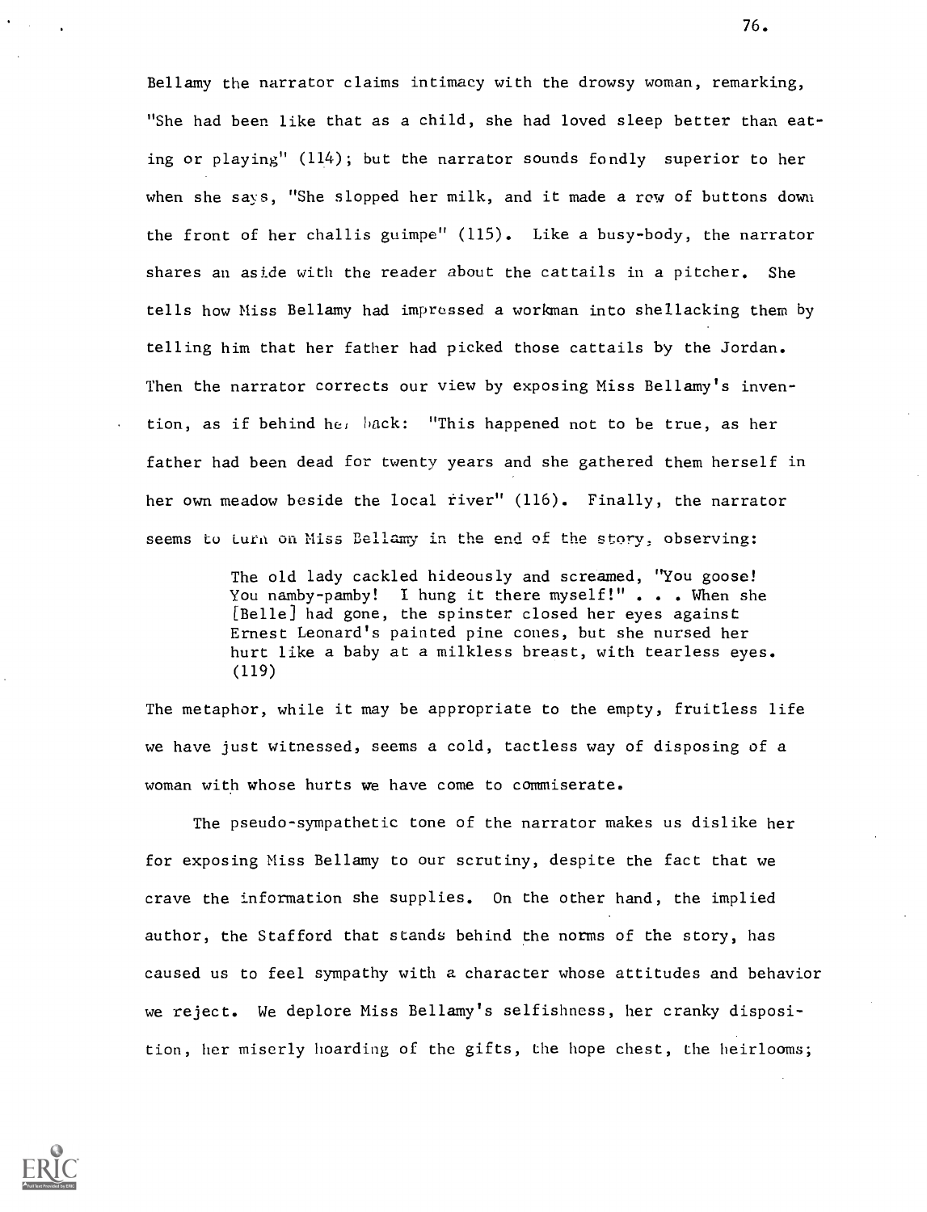Bellamy the narrator claims intimacy with the drowsy woman, remarking, "She had been like that as a child, she had loved sleep better than eating or playing" (114); but the narrator sounds fondly superior to her when she says, "She slopped her milk, and it made a row of buttons down the front of her challis guimpe" (115). Like a busy-body, the narrator shares an aside with the reader about the cattails in a pitcher. She tells how Miss Bellamy had impressed a workman into shellacking them by telling him that her father had picked those cattails by the Jordan. Then the narrator corrects our view by exposing Miss Bellamy's invention, as if behind her back: "This happened not to be true, as her father had been dead for twenty years and she gathered them herself in her own meadow beside the local river" (116). Finally, the narrator seems to turn on Miss Bellamy in the end of the story, observing:

> The old lady cackled hideously and screamed, "You goose! You namby-pamby! I hung it there myself!" . . . When she [Belle] had gone, the spinster closed her eyes against Ernest Leonard's painted pine cones, but she nursed her hurt like a baby at a milkless breast, with tearless eyes. (119)

The metaphor, while it may be appropriate to the empty, fruitless life we have just witnessed, seems a cold, tactless way of disposing of a woman with whose hurts we have come to commiserate.

The pseudo-sympathetic tone of the narrator makes us dislike her for exposing Miss Bellamy to our scrutiny, despite the fact that we crave the information she supplies. On the other hand, the implied author, the Stafford that stands behind the norms of the story, has caused us to feel sympathy with a character whose attitudes and behavior we reject. We deplore Miss Bellamy's selfishness, her cranky disposition, her miserly hoarding of the gifts, the hope chest, the heirlooms;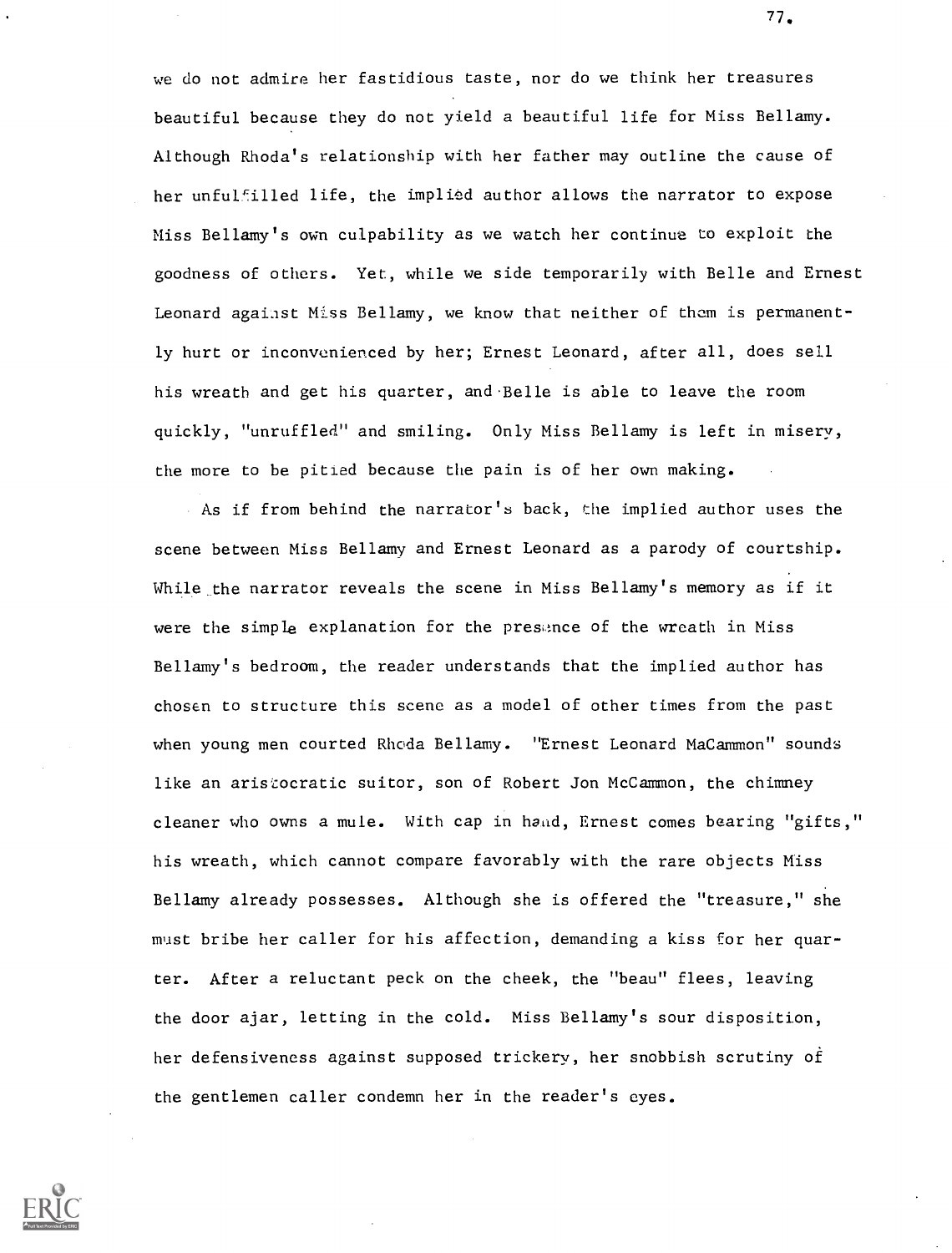we do not admire her fastidious taste, nor do we think her treasures beautiful because they do not yield a beautiful life for Miss Bellamy. Although Rhoda's relationship with her father may outline the cause of her unfulfilled life, the implied author allows the narrator to expose Miss Bellamy's own culpability as we watch her continue to exploit the goodness of others. Yet, while we side temporarily with Belle and Ernest Leonard against Miss Bellamy, we know that neither of them is permanently hurt or inconvenienced by her; Ernest Leonard, after all, does sell his wreath and get his quarter, and Belle is able to leave the room quickly, "unruffled" and smiling. Only Miss Bellamy is left in misery, the more to be pitied because the pain is of her own making.

As if from behind the narrator's back, the implied author uses the scene between Miss Bellamy and Ernest Leonard as a parody of courtship. While the narrator reveals the scene in Miss Bellamy's memory as if it were the simple explanation for the presence of the wreath in Miss Bellamy's bedroom, the reader understands that the implied author has chosen to structure this scene as a model of other times from the past when young men courted Rhoda Bellamy. "Ernest Leonard MaCammon" sounds like an aristocratic suitor, son of Robert Jon McCammon, the chimney cleaner who owns a mule. With cap in hand, Ernest comes bearing "gifts," his wreath, which cannot compare favorably with the rare objects Miss Bellamy already possesses. Although she is offered the "treasure," she must bribe her caller for his affection, demanding a kiss for her quarter. After a reluctant peck on the cheek, the "beau" flees, leaving the door ajar, letting in the cold. Miss Bellamy's sour disposition, her defensiveness against supposed trickery, her snobbish scrutiny of the gentlemen caller condemn her in the reader's eyes.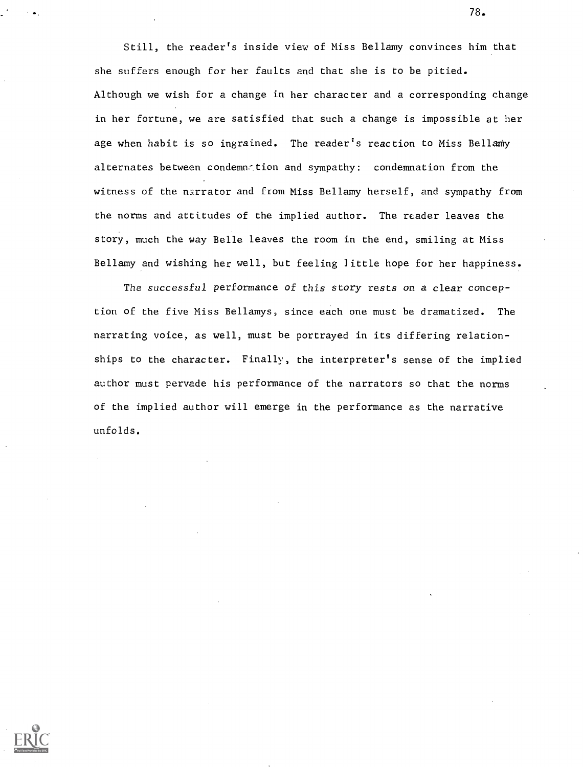Still, the reader's inside view of Miss Bellamy convinces him that she suffers enough for her faults and that she is to be pitied. Although we wish for a change in her character and a corresponding change in her fortune, we are satisfied that such a change is impossible at her age when habit is so ingrained. The reader's reaction to Miss Bellamy alternates between condemnation and sympathy: condemnation from the witness of the narrator and from Miss Bellamy herself, and sympathy from the norms and attitudes of the implied author. The reader leaves the story, much the way Belle leaves the room in the end, smiling at Miss Bellamy and wishing her well, but feeling little hope for her happiness.

The successful performance of this story rests on a clear conception of the five Miss Bellamys, since each one must be dramatized. The narrating voice, as well, must be portrayed in its differing relationships to the character. Finally, the interpreter's sense of the implied author must pervade his performance of the narrators so that the norms of the implied author will emerge in the performance as the narrative unfolds.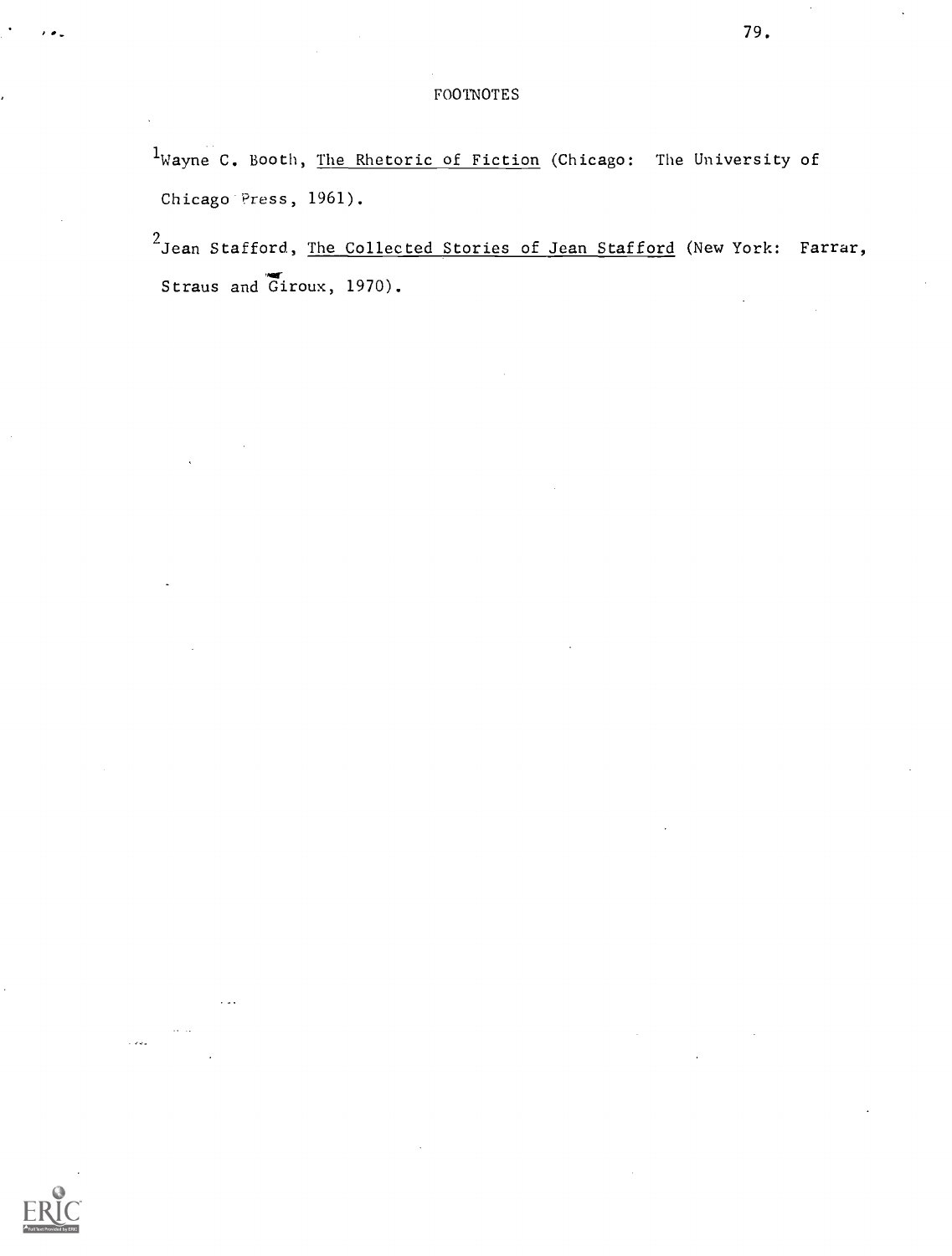## FOOTNOTES

[1]Wayne C. Booth, The Rhetoric of Fiction (Chicago: The University of Chicago Press, 1961).

[2]Jean Stafford, The Collected Stories of Jean Stafford (New York: Farrar, Straus and Giroux, 1970).